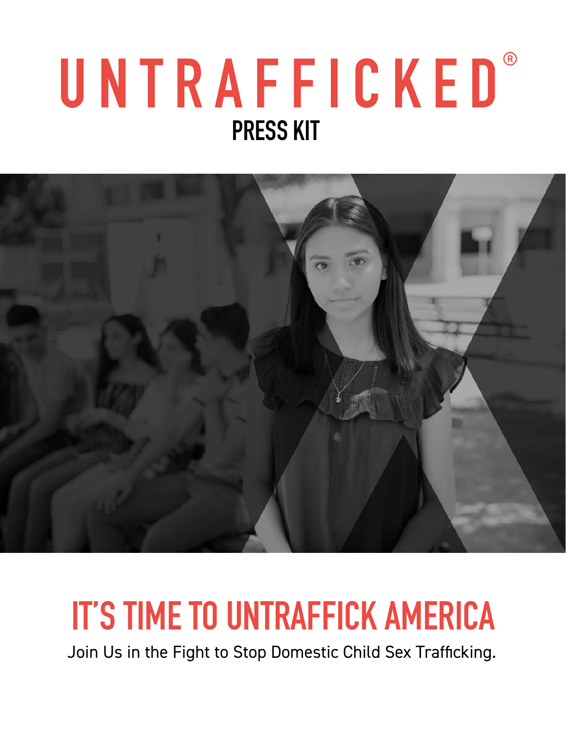# UNTRAFFICKED®

## PRESS KIT

# IT'S TIME TO UNTRAFFICK AMERICA

Join Us in the Fight to Stop Domestic Child Sex Trafficking.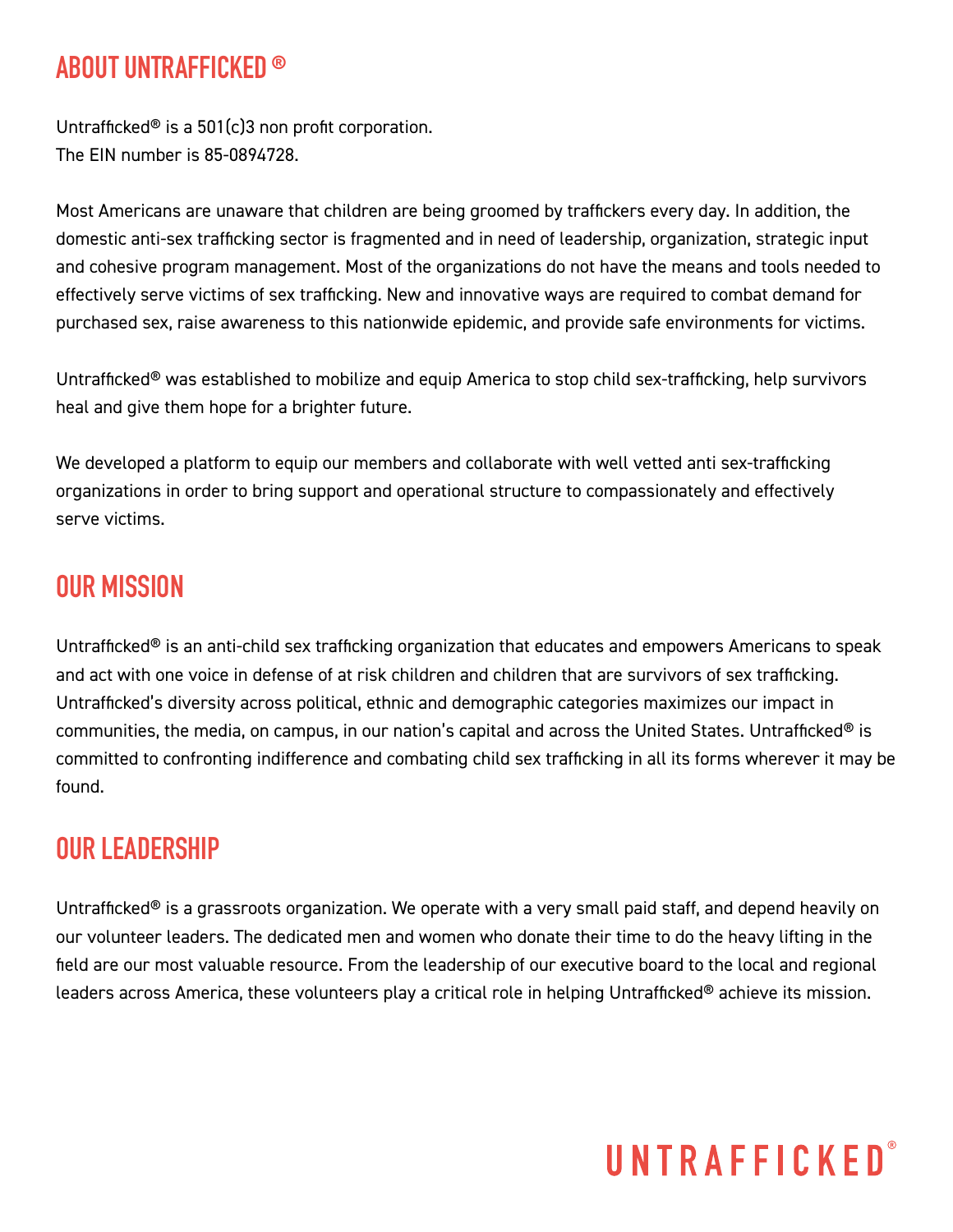## ABOUT UNTRAFFICKED ®

Untrafficked® is a 501(c)3 non profit corporation.
The EIN number is 85-0894728.

Most Americans are unaware that children are being groomed by traffickers every day. In addition, the domestic anti-sex trafficking sector is fragmented and in need of leadership, organization, strategic input and cohesive program management. Most of the organizations do not have the means and tools needed to effectively serve victims of sex trafficking. New and innovative ways are required to combat demand for purchased sex, raise awareness to this nationwide epidemic, and provide safe environments for victims.

Untrafficked® was established to mobilize and equip America to stop child sex-trafficking, help survivors heal and give them hope for a brighter future.

We developed a platform to equip our members and collaborate with well vetted anti sex-trafficking organizations in order to bring support and operational structure to compassionately and effectively serve victims.

## OUR MISSION

Untrafficked® is an anti-child sex trafficking organization that educates and empowers Americans to speak and act with one voice in defense of at risk children and children that are survivors of sex trafficking. Untrafficked's diversity across political, ethnic and demographic categories maximizes our impact in communities, the media, on campus, in our nation's capital and across the United States. Untrafficked® is committed to confronting indifference and combating child sex trafficking in all its forms wherever it may be found.

## OUR LEADERSHIP

Untrafficked® is a grassroots organization. We operate with a very small paid staff, and depend heavily on our volunteer leaders. The dedicated men and women who donate their time to do the heavy lifting in the field are our most valuable resource. From the leadership of our executive board to the local and regional leaders across America, these volunteers play a critical role in helping Untrafficked® achieve its mission.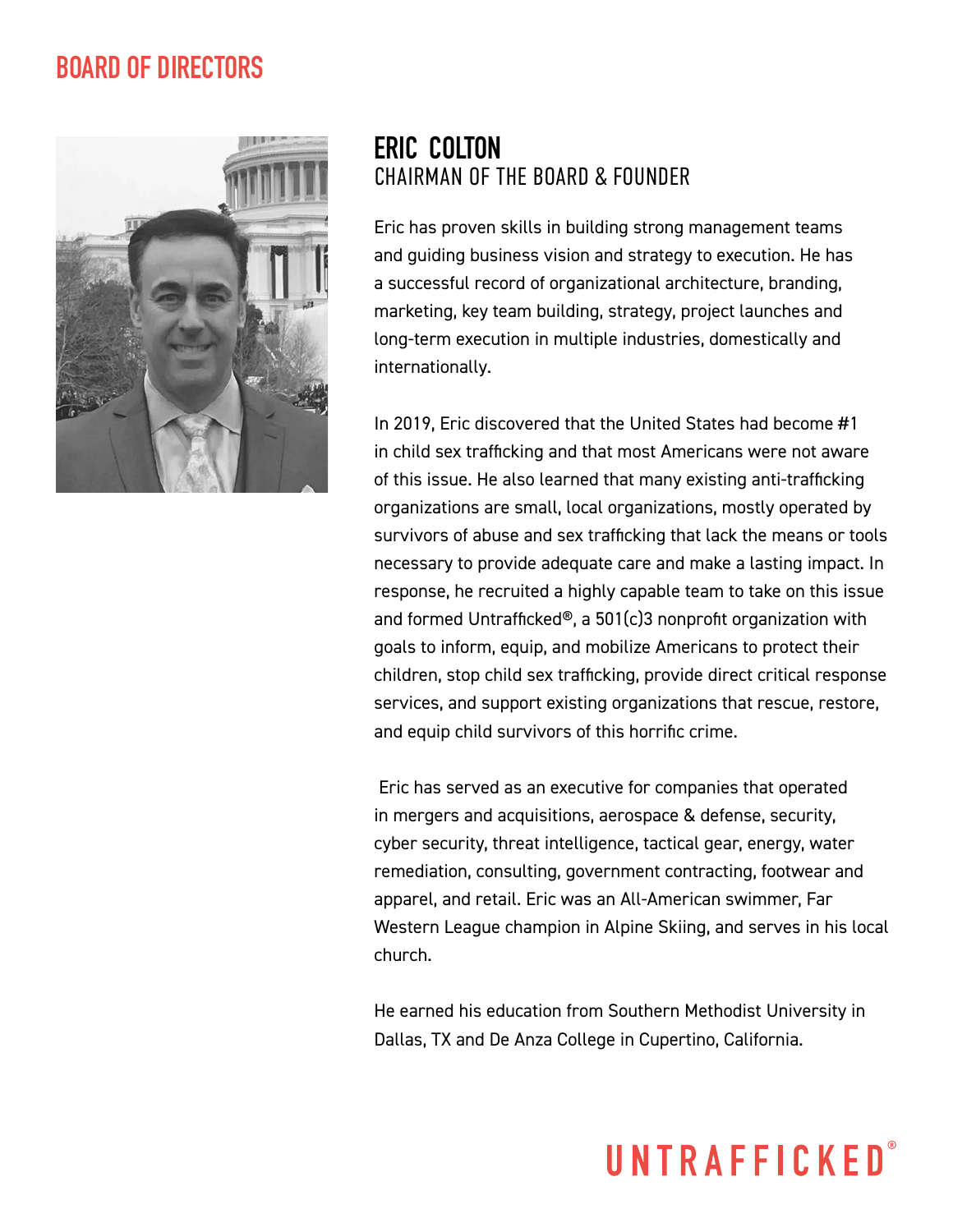# BOARD OF DIRECTORS

## ERIC COLTON
### CHAIRMAN OF THE BOARD & FOUNDER

Eric has proven skills in building strong management teams and guiding business vision and strategy to execution. He has a successful record of organizational architecture, branding, marketing, key team building, strategy, project launches and long-term execution in multiple industries, domestically and internationally.

In 2019, Eric discovered that the United States had become #1 in child sex trafficking and that most Americans were not aware of this issue. He also learned that many existing anti-trafficking organizations are small, local organizations, mostly operated by survivors of abuse and sex trafficking that lack the means or tools necessary to provide adequate care and make a lasting impact. In response, he recruited a highly capable team to take on this issue and formed Untrafficked®, a 501(c)3 nonprofit organization with goals to inform, equip, and mobilize Americans to protect their children, stop child sex trafficking, provide direct critical response services, and support existing organizations that rescue, restore, and equip child survivors of this horrific crime.

Eric has served as an executive for companies that operated in mergers and acquisitions, aerospace & defense, security, cyber security, threat intelligence, tactical gear, energy, water remediation, consulting, government contracting, footwear and apparel, and retail. Eric was an All-American swimmer, Far Western League champion in Alpine Skiing, and serves in his local church.

He earned his education from Southern Methodist University in Dallas, TX and De Anza College in Cupertino, California.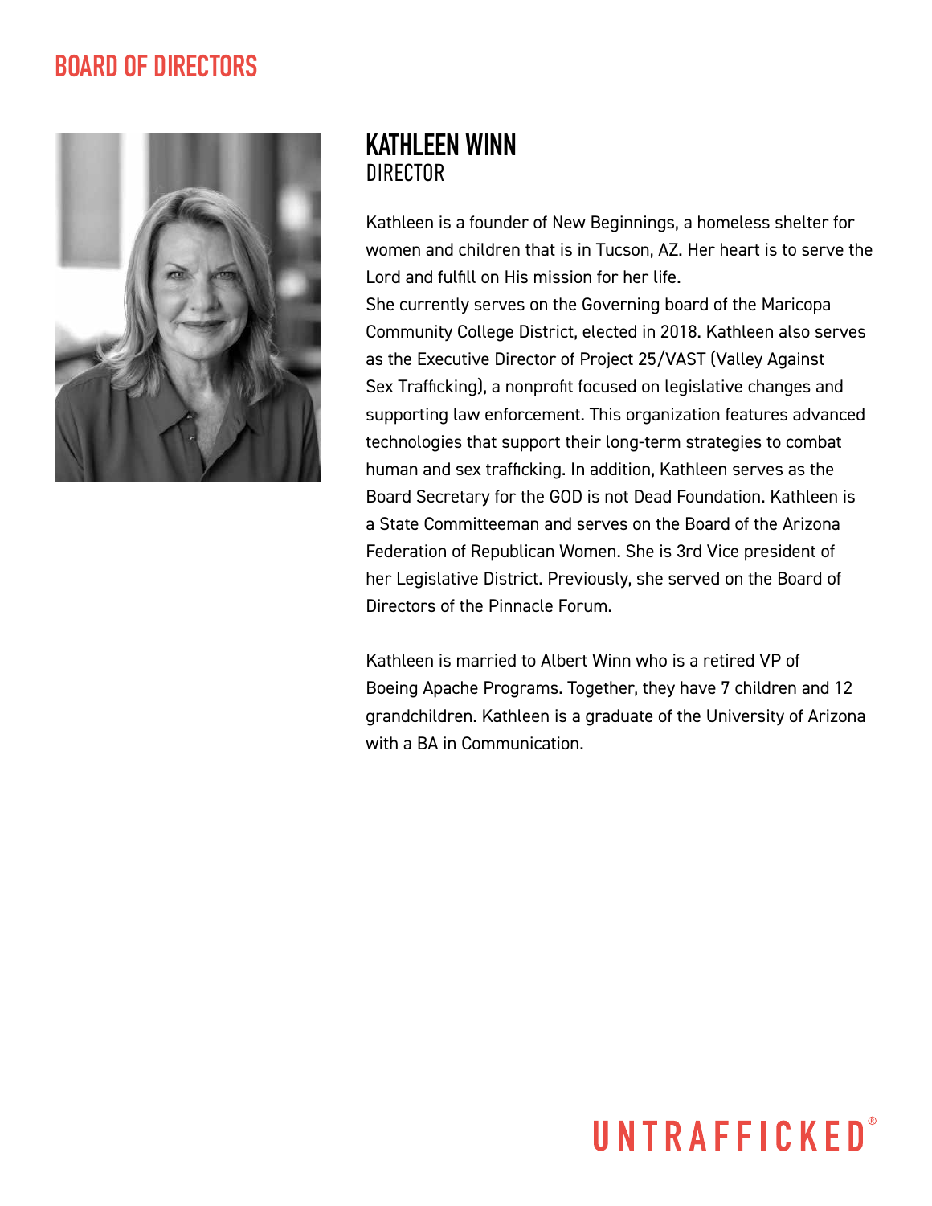# BOARD OF DIRECTORS

## KATHLEEN WINN
DIRECTOR

Kathleen is a founder of New Beginnings, a homeless shelter for women and children that is in Tucson, AZ. Her heart is to serve the Lord and fulfill on His mission for her life.
She currently serves on the Governing board of the Maricopa Community College District, elected in 2018. Kathleen also serves as the Executive Director of Project 25/VAST (Valley Against Sex Trafficking), a nonprofit focused on legislative changes and supporting law enforcement. This organization features advanced technologies that support their long-term strategies to combat human and sex trafficking. In addition, Kathleen serves as the Board Secretary for the GOD is not Dead Foundation. Kathleen is a State Committeeman and serves on the Board of the Arizona Federation of Republican Women. She is 3rd Vice president of her Legislative District. Previously, she served on the Board of Directors of the Pinnacle Forum.

Kathleen is married to Albert Winn who is a retired VP of Boeing Apache Programs. Together, they have 7 children and 12 grandchildren. Kathleen is a graduate of the University of Arizona with a BA in Communication.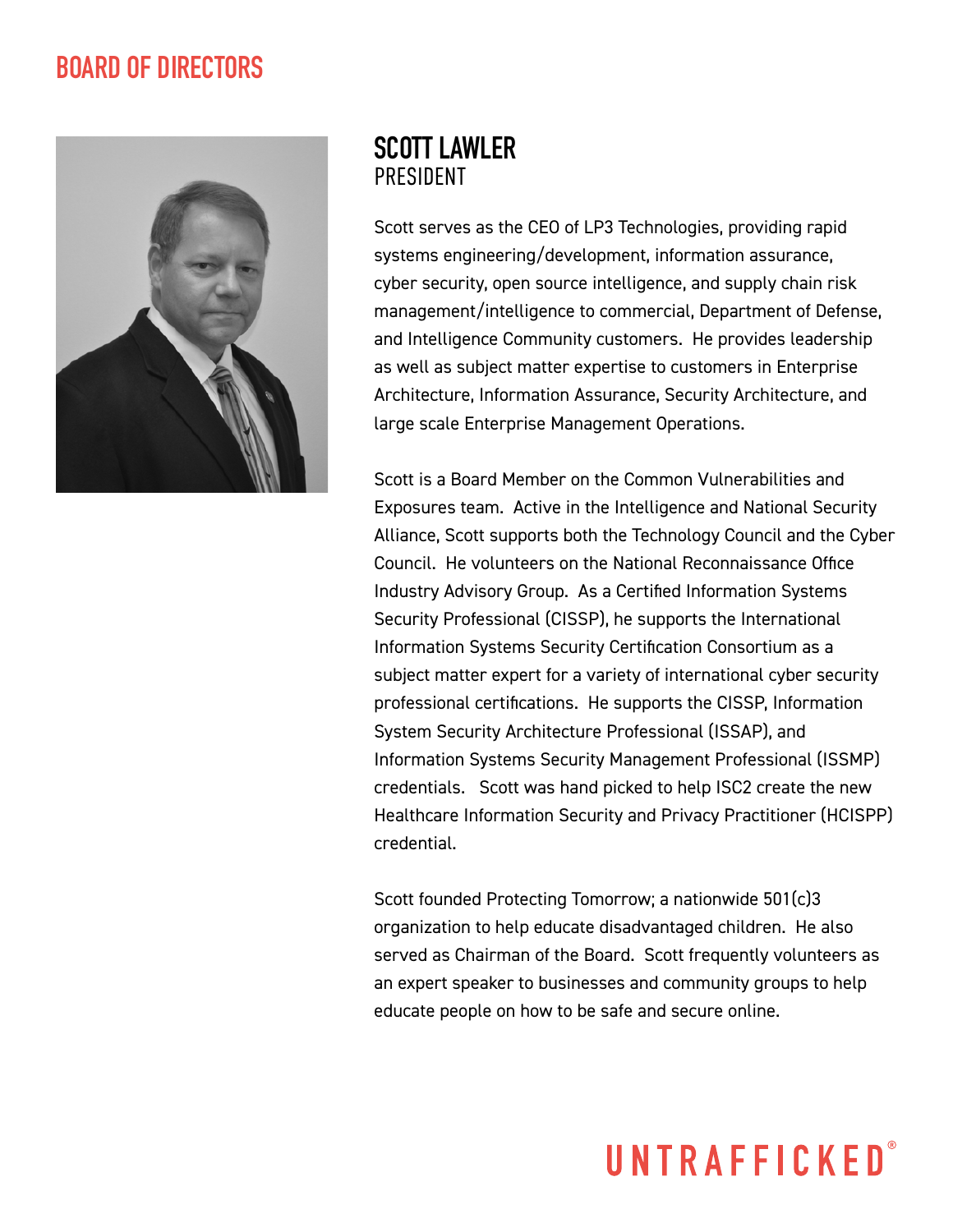# BOARD OF DIRECTORS

## SCOTT LAWLER
PRESIDENT

Scott serves as the CEO of LP3 Technologies, providing rapid systems engineering/development, information assurance, cyber security, open source intelligence, and supply chain risk management/intelligence to commercial, Department of Defense, and Intelligence Community customers. He provides leadership as well as subject matter expertise to customers in Enterprise Architecture, Information Assurance, Security Architecture, and large scale Enterprise Management Operations.

Scott is a Board Member on the Common Vulnerabilities and Exposures team. Active in the Intelligence and National Security Alliance, Scott supports both the Technology Council and the Cyber Council. He volunteers on the National Reconnaissance Office Industry Advisory Group. As a Certified Information Systems Security Professional (CISSP), he supports the International Information Systems Security Certification Consortium as a subject matter expert for a variety of international cyber security professional certifications. He supports the CISSP, Information System Security Architecture Professional (ISSAP), and Information Systems Security Management Professional (ISSMP) credentials. Scott was hand picked to help ISC2 create the new Healthcare Information Security and Privacy Practitioner (HCISPP) credential.

Scott founded Protecting Tomorrow; a nationwide 501(c)3 organization to help educate disadvantaged children. He also served as Chairman of the Board. Scott frequently volunteers as an expert speaker to businesses and community groups to help educate people on how to be safe and secure online.

UNTRAFFICKED®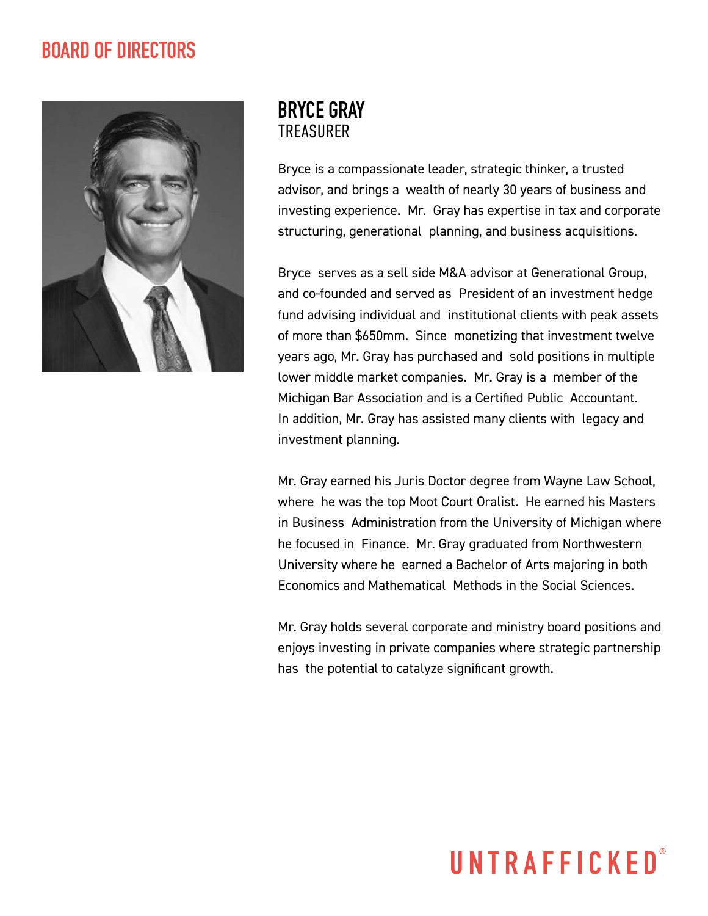## BOARD OF DIRECTORS

### BRYCE GRAY
TREASURER

Bryce is a compassionate leader, strategic thinker, a trusted advisor, and brings a wealth of nearly 30 years of business and investing experience. Mr. Gray has expertise in tax and corporate structuring, generational planning, and business acquisitions.

Bryce serves as a sell side M&A advisor at Generational Group, and co-founded and served as President of an investment hedge fund advising individual and institutional clients with peak assets of more than $650mm. Since monetizing that investment twelve years ago, Mr. Gray has purchased and sold positions in multiple lower middle market companies. Mr. Gray is a member of the Michigan Bar Association and is a Certified Public Accountant. In addition, Mr. Gray has assisted many clients with legacy and investment planning.

Mr. Gray earned his Juris Doctor degree from Wayne Law School, where he was the top Moot Court Oralist. He earned his Masters in Business Administration from the University of Michigan where he focused in Finance. Mr. Gray graduated from Northwestern University where he earned a Bachelor of Arts majoring in both Economics and Mathematical Methods in the Social Sciences.

Mr. Gray holds several corporate and ministry board positions and enjoys investing in private companies where strategic partnership has the potential to catalyze significant growth.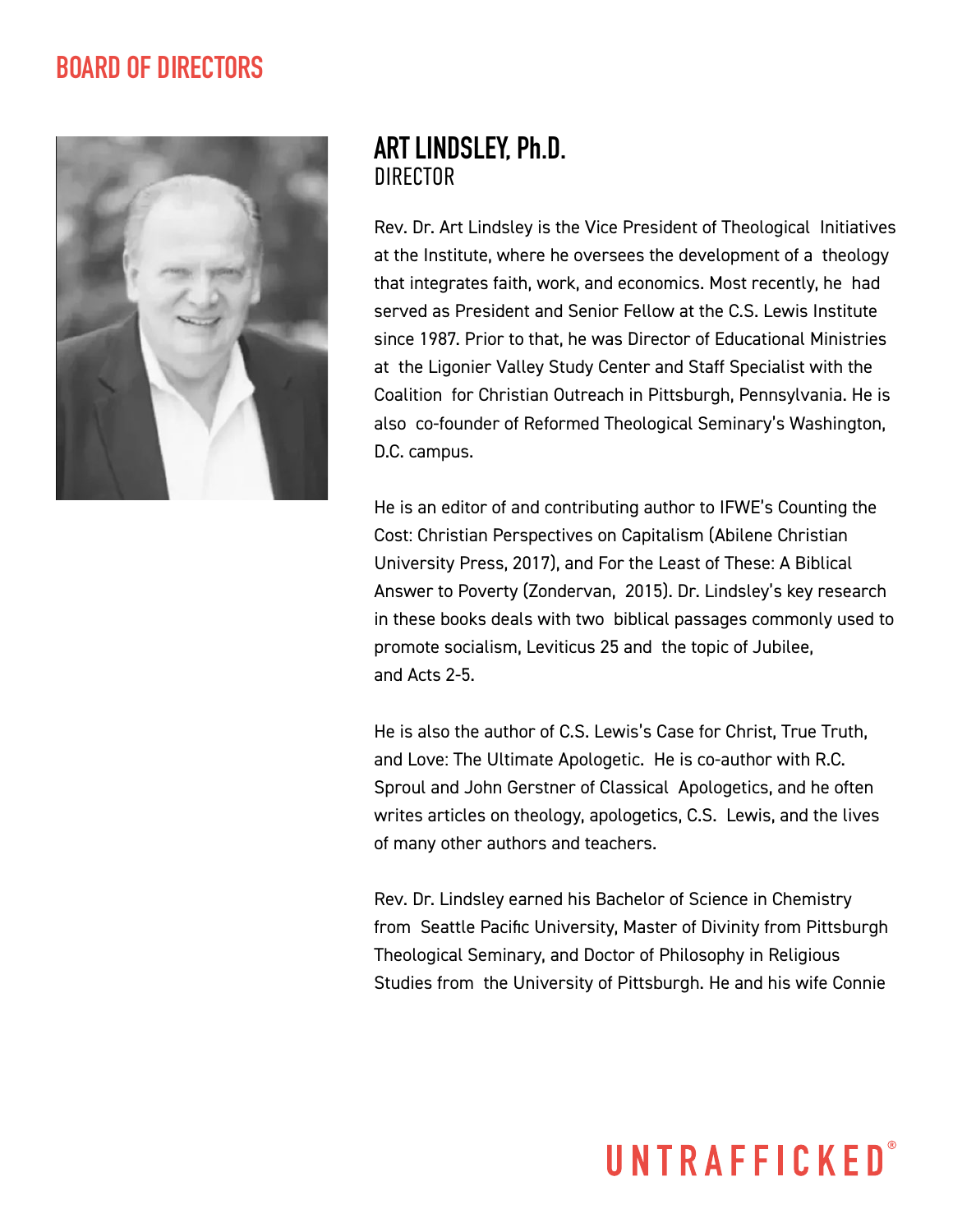## BOARD OF DIRECTORS

### ART LINDSLEY, Ph.D.
DIRECTOR

Rev. Dr. Art Lindsley is the Vice President of Theological Initiatives at the Institute, where he oversees the development of a theology that integrates faith, work, and economics. Most recently, he had served as President and Senior Fellow at the C.S. Lewis Institute since 1987. Prior to that, he was Director of Educational Ministries at the Ligonier Valley Study Center and Staff Specialist with the Coalition for Christian Outreach in Pittsburgh, Pennsylvania. He is also co-founder of Reformed Theological Seminary's Washington, D.C. campus.

He is an editor of and contributing author to IFWE's Counting the Cost: Christian Perspectives on Capitalism (Abilene Christian University Press, 2017), and For the Least of These: A Biblical Answer to Poverty (Zondervan, 2015). Dr. Lindsley's key research in these books deals with two biblical passages commonly used to promote socialism, Leviticus 25 and the topic of Jubilee, and Acts 2-5.

He is also the author of C.S. Lewis's Case for Christ, True Truth, and Love: The Ultimate Apologetic. He is co-author with R.C. Sproul and John Gerstner of Classical Apologetics, and he often writes articles on theology, apologetics, C.S. Lewis, and the lives of many other authors and teachers.

Rev. Dr. Lindsley earned his Bachelor of Science in Chemistry from Seattle Pacific University, Master of Divinity from Pittsburgh Theological Seminary, and Doctor of Philosophy in Religious Studies from the University of Pittsburgh. He and his wife Connie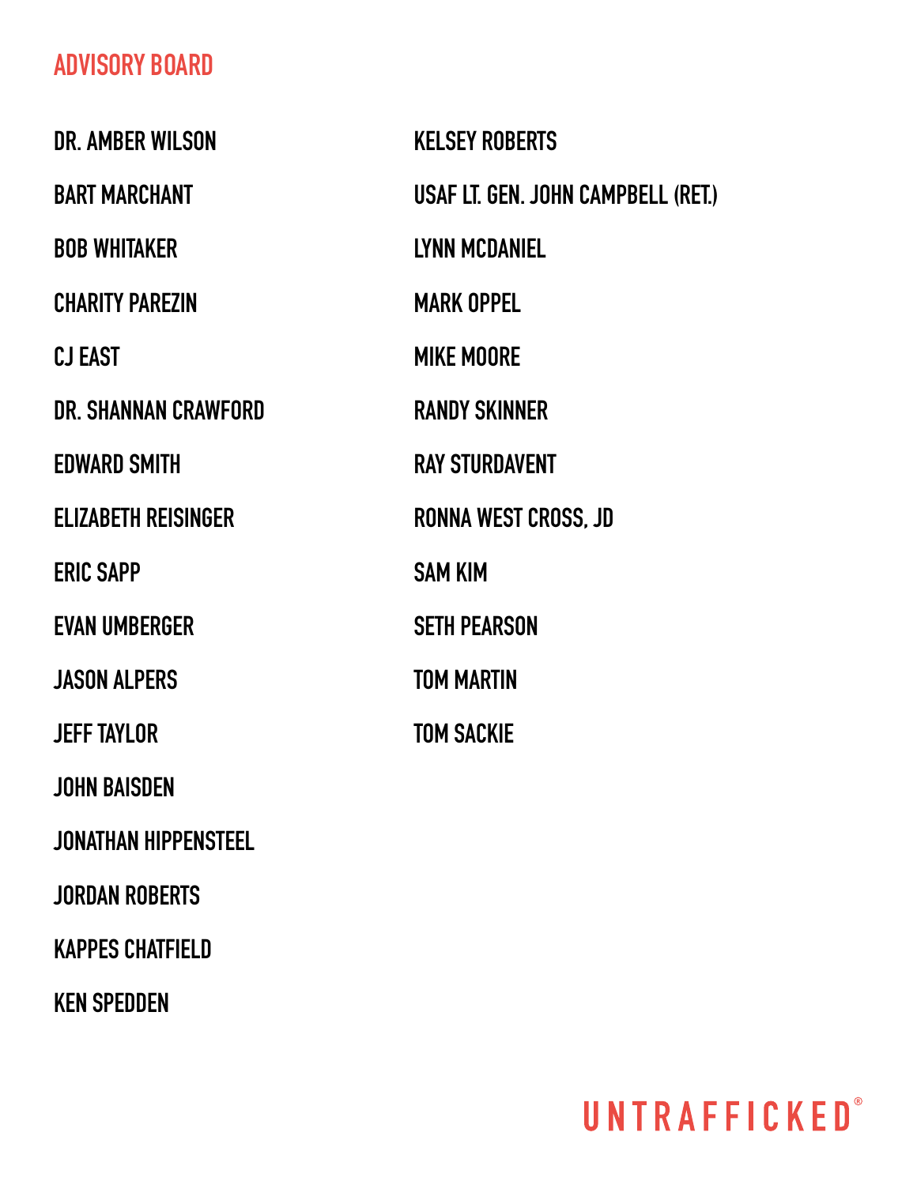## ADVISORY BOARD

DR. AMBER WILSON

BART MARCHANT

BOB WHITAKER

CHARITY PAREZIN

CJ EAST

DR. SHANNAN CRAWFORD

EDWARD SMITH

ELIZABETH REISINGER

ERIC SAPP

EVAN UMBERGER

JASON ALPERS

JEFF TAYLOR

JOHN BAISDEN

JONATHAN HIPPENSTEEL

JORDAN ROBERTS

KAPPES CHATFIELD

KEN SPEDDEN

KELSEY ROBERTS

USAF LT. GEN. JOHN CAMPBELL (RET.)

LYNN MCDANIEL

MARK OPPEL

MIKE MOORE

RANDY SKINNER

RAY STURDAVENT

RONNA WEST CROSS, JD

SAM KIM

SETH PEARSON

TOM MARTIN

TOM SACKIE

UNTRAFFICKED®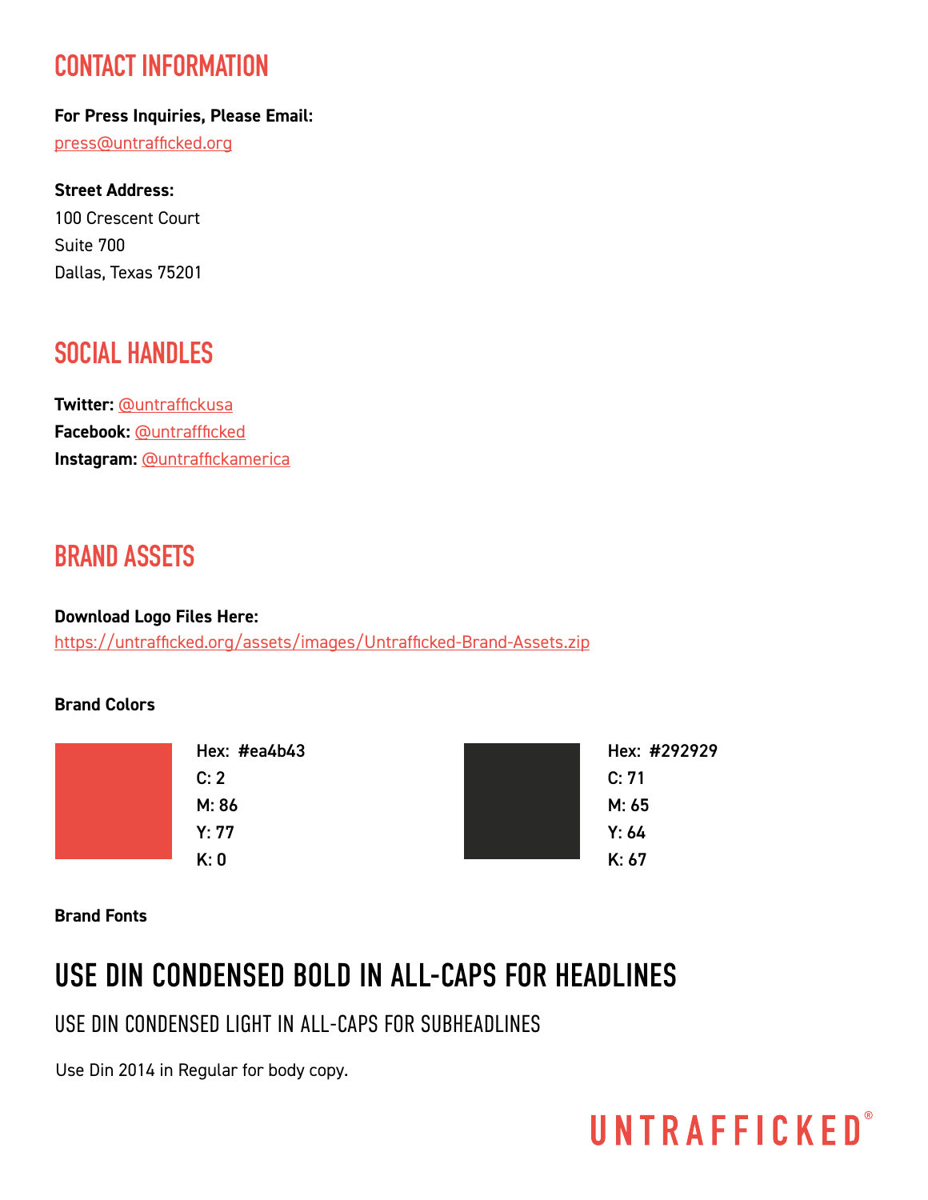## CONTACT INFORMATION

**For Press Inquiries, Please Email:**
press@untrafficked.org

**Street Address:**
100 Crescent Court
Suite 700
Dallas, Texas 75201

## SOCIAL HANDLES

**Twitter:** @untraffickusa
**Facebook:** @untraffficked
**Instagram:** @untraffickamerica

## BRAND ASSETS

**Download Logo Files Here:**
https://untrafficked.org/assets/images/Untrafficked-Brand-Assets.zip

**Brand Colors**

Hex: #ea4b43
C: 2
M: 86
Y: 77
K: 0

Hex: #292929
C: 71
M: 65
Y: 64
K: 67

**Brand Fonts**

# USE DIN CONDENSED BOLD IN ALL-CAPS FOR HEADLINES

### USE DIN CONDENSED LIGHT IN ALL-CAPS FOR SUBHEADLINES

Use Din 2014 in Regular for body copy.

UNTRAFFICKED®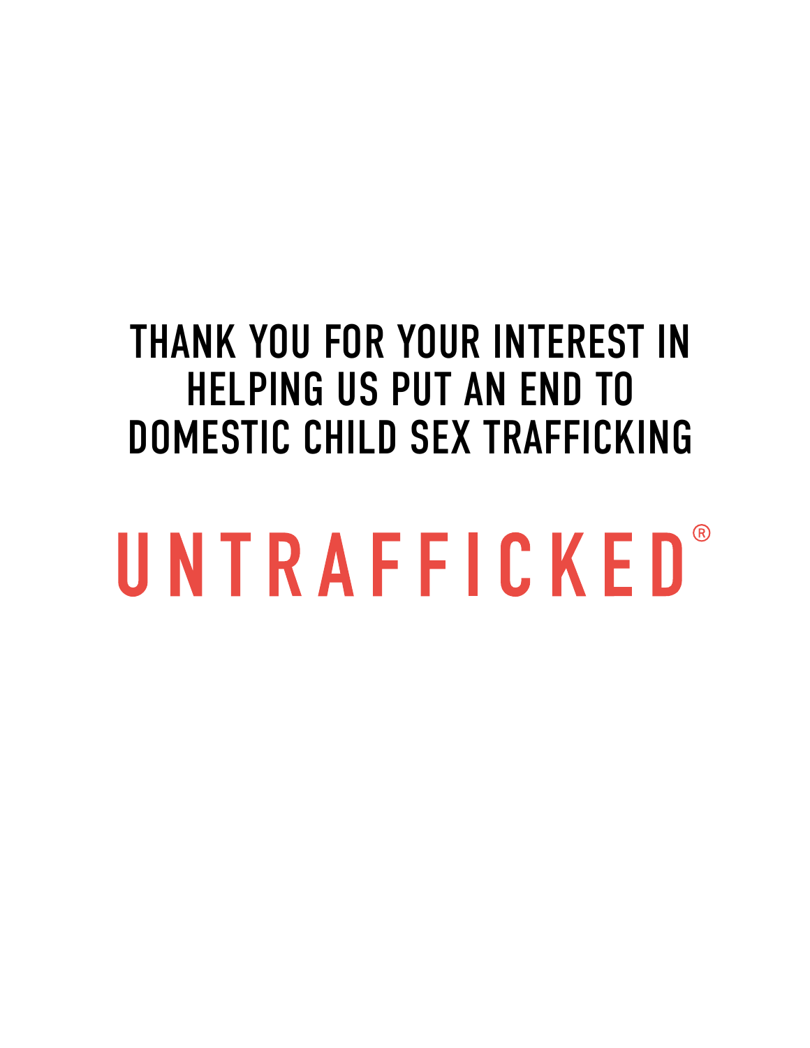# THANK YOU FOR YOUR INTEREST IN HELPING US PUT AN END TO DOMESTIC CHILD SEX TRAFFICKING

UNTRAFFICKED®